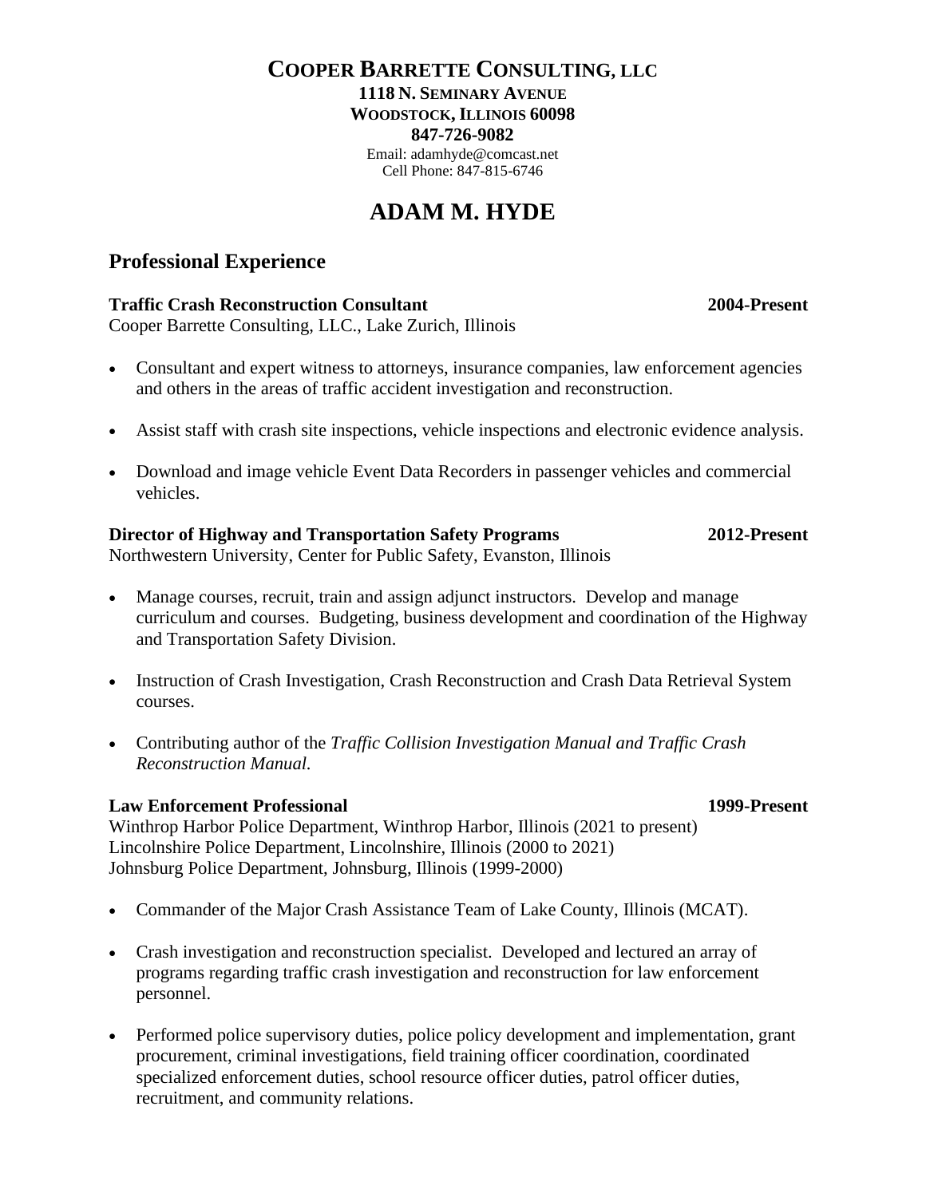# COOPER BARRETTE CONSULTING, LLC

**1118 N. SEMINARY AVENUE**
**WOODSTOCK, ILLINOIS 60098**
**847-726-9082**
Email: adamhyde@comcast.net
Cell Phone: 847-815-6746

# ADAM M. HYDE

## Professional Experience

**Traffic Crash Reconstruction Consultant** **2004-Present**
Cooper Barrette Consulting, LLC., Lake Zurich, Illinois

- Consultant and expert witness to attorneys, insurance companies, law enforcement agencies and others in the areas of traffic accident investigation and reconstruction.
- Assist staff with crash site inspections, vehicle inspections and electronic evidence analysis.
- Download and image vehicle Event Data Recorders in passenger vehicles and commercial vehicles.

**Director of Highway and Transportation Safety Programs** **2012-Present**
Northwestern University, Center for Public Safety, Evanston, Illinois

- Manage courses, recruit, train and assign adjunct instructors. Develop and manage curriculum and courses. Budgeting, business development and coordination of the Highway and Transportation Safety Division.
- Instruction of Crash Investigation, Crash Reconstruction and Crash Data Retrieval System courses.
- Contributing author of the *Traffic Collision Investigation Manual and Traffic Crash Reconstruction Manual.*

**Law Enforcement Professional** **1999-Present**
Winthrop Harbor Police Department, Winthrop Harbor, Illinois (2021 to present)
Lincolnshire Police Department, Lincolnshire, Illinois (2000 to 2021)
Johnsburg Police Department, Johnsburg, Illinois (1999-2000)

- Commander of the Major Crash Assistance Team of Lake County, Illinois (MCAT).
- Crash investigation and reconstruction specialist. Developed and lectured an array of programs regarding traffic crash investigation and reconstruction for law enforcement personnel.
- Performed police supervisory duties, police policy development and implementation, grant procurement, criminal investigations, field training officer coordination, coordinated specialized enforcement duties, school resource officer duties, patrol officer duties, recruitment, and community relations.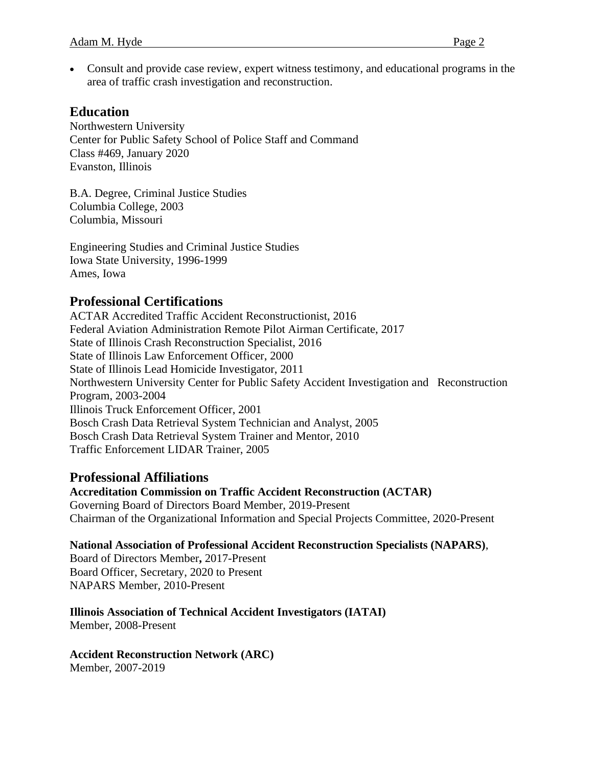- Consult and provide case review, expert witness testimony, and educational programs in the area of traffic crash investigation and reconstruction.

## Education

Northwestern University
Center for Public Safety School of Police Staff and Command
Class #469, January 2020
Evanston, Illinois

B.A. Degree, Criminal Justice Studies
Columbia College, 2003
Columbia, Missouri

Engineering Studies and Criminal Justice Studies
Iowa State University, 1996-1999
Ames, Iowa

## Professional Certifications

ACTAR Accredited Traffic Accident Reconstructionist, 2016
Federal Aviation Administration Remote Pilot Airman Certificate, 2017
State of Illinois Crash Reconstruction Specialist, 2016
State of Illinois Law Enforcement Officer, 2000
State of Illinois Lead Homicide Investigator, 2011
Northwestern University Center for Public Safety Accident Investigation and Reconstruction Program, 2003-2004
Illinois Truck Enforcement Officer, 2001
Bosch Crash Data Retrieval System Technician and Analyst, 2005
Bosch Crash Data Retrieval System Trainer and Mentor, 2010
Traffic Enforcement LIDAR Trainer, 2005

## Professional Affiliations

**Accreditation Commission on Traffic Accident Reconstruction (ACTAR)**
Governing Board of Directors Board Member, 2019-Present
Chairman of the Organizational Information and Special Projects Committee, 2020-Present

**National Association of Professional Accident Reconstruction Specialists (NAPARS)**,
Board of Directors Member**,** 2017-Present
Board Officer, Secretary, 2020 to Present
NAPARS Member, 2010-Present

**Illinois Association of Technical Accident Investigators (IATAI)**
Member, 2008-Present

**Accident Reconstruction Network (ARC)**
Member, 2007-2019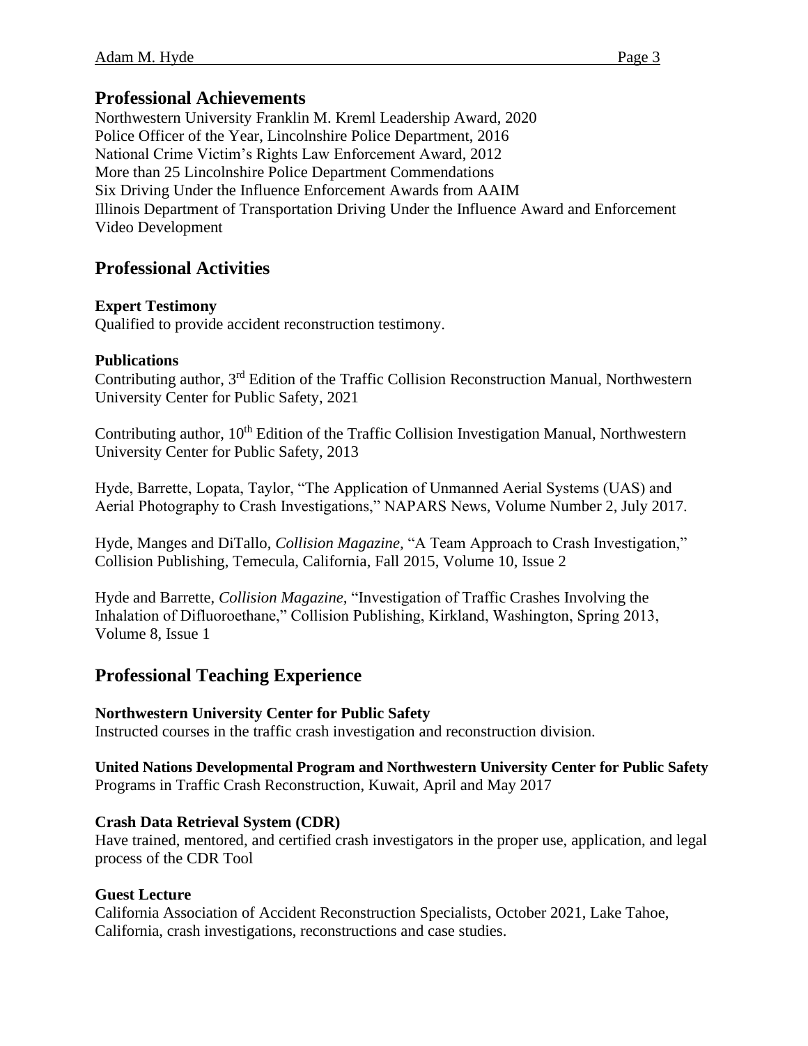## Professional Achievements

Northwestern University Franklin M. Kreml Leadership Award, 2020
Police Officer of the Year, Lincolnshire Police Department, 2016
National Crime Victim's Rights Law Enforcement Award, 2012
More than 25 Lincolnshire Police Department Commendations
Six Driving Under the Influence Enforcement Awards from AAIM
Illinois Department of Transportation Driving Under the Influence Award and Enforcement Video Development

## Professional Activities

**Expert Testimony**
Qualified to provide accident reconstruction testimony.

**Publications**
Contributing author, 3rd Edition of the Traffic Collision Reconstruction Manual, Northwestern University Center for Public Safety, 2021

Contributing author, 10th Edition of the Traffic Collision Investigation Manual, Northwestern University Center for Public Safety, 2013

Hyde, Barrette, Lopata, Taylor, "The Application of Unmanned Aerial Systems (UAS) and Aerial Photography to Crash Investigations," NAPARS News, Volume Number 2, July 2017.

Hyde, Manges and DiTallo, *Collision Magazine*, "A Team Approach to Crash Investigation," Collision Publishing, Temecula, California, Fall 2015, Volume 10, Issue 2

Hyde and Barrette, *Collision Magazine,* "Investigation of Traffic Crashes Involving the Inhalation of Difluoroethane," Collision Publishing, Kirkland, Washington, Spring 2013, Volume 8, Issue 1

## Professional Teaching Experience

**Northwestern University Center for Public Safety**
Instructed courses in the traffic crash investigation and reconstruction division.

**United Nations Developmental Program and Northwestern University Center for Public Safety**
Programs in Traffic Crash Reconstruction, Kuwait, April and May 2017

**Crash Data Retrieval System (CDR)**
Have trained, mentored, and certified crash investigators in the proper use, application, and legal process of the CDR Tool

**Guest Lecture**
California Association of Accident Reconstruction Specialists, October 2021, Lake Tahoe, California, crash investigations, reconstructions and case studies.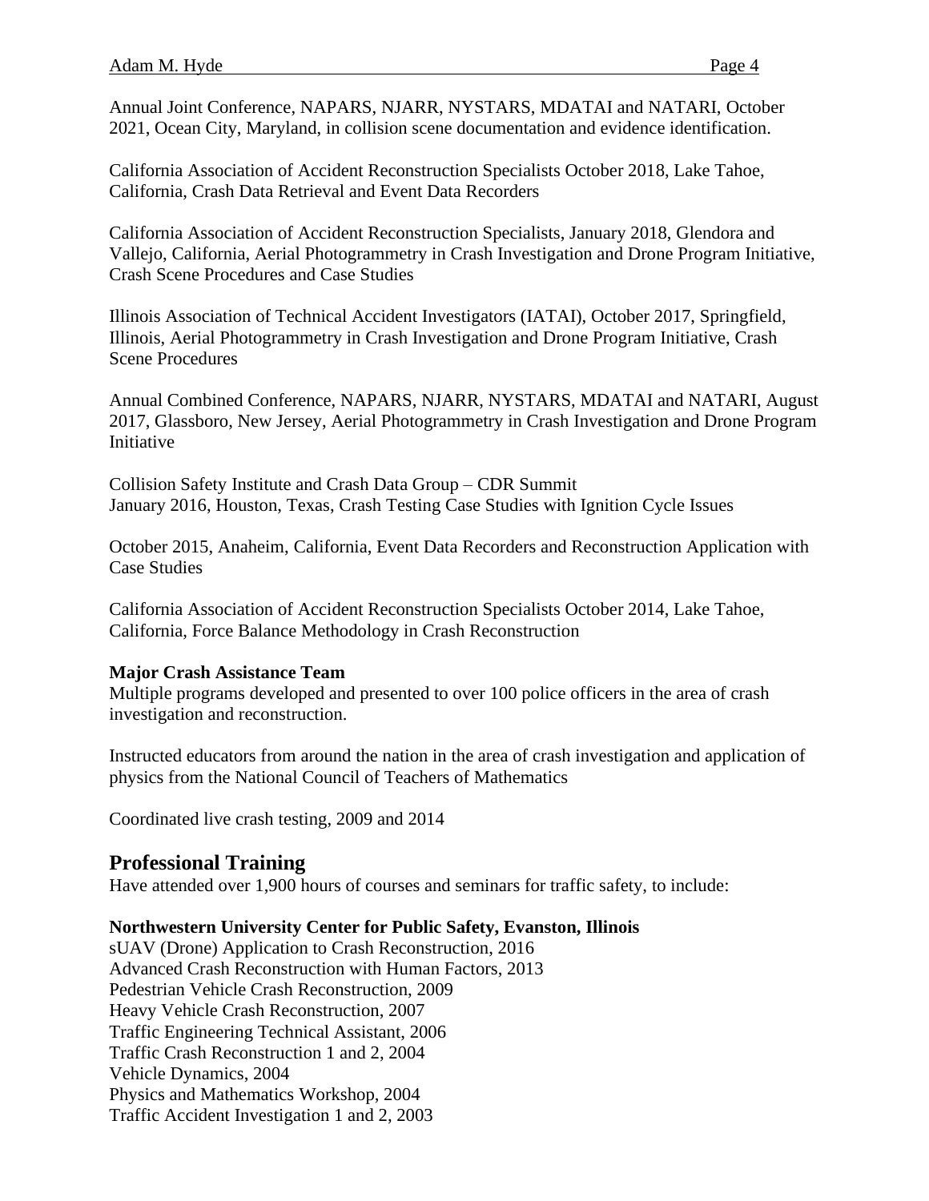Annual Joint Conference, NAPARS, NJARR, NYSTARS, MDATAI and NATARI, October 2021, Ocean City, Maryland, in collision scene documentation and evidence identification.

California Association of Accident Reconstruction Specialists October 2018, Lake Tahoe, California, Crash Data Retrieval and Event Data Recorders

California Association of Accident Reconstruction Specialists, January 2018, Glendora and Vallejo, California, Aerial Photogrammetry in Crash Investigation and Drone Program Initiative, Crash Scene Procedures and Case Studies

Illinois Association of Technical Accident Investigators (IATAI), October 2017, Springfield, Illinois, Aerial Photogrammetry in Crash Investigation and Drone Program Initiative, Crash Scene Procedures

Annual Combined Conference, NAPARS, NJARR, NYSTARS, MDATAI and NATARI, August 2017, Glassboro, New Jersey, Aerial Photogrammetry in Crash Investigation and Drone Program Initiative

Collision Safety Institute and Crash Data Group – CDR Summit
January 2016, Houston, Texas, Crash Testing Case Studies with Ignition Cycle Issues

October 2015, Anaheim, California, Event Data Recorders and Reconstruction Application with Case Studies

California Association of Accident Reconstruction Specialists October 2014, Lake Tahoe, California, Force Balance Methodology in Crash Reconstruction

**Major Crash Assistance Team**
Multiple programs developed and presented to over 100 police officers in the area of crash investigation and reconstruction.

Instructed educators from around the nation in the area of crash investigation and application of physics from the National Council of Teachers of Mathematics

Coordinated live crash testing, 2009 and 2014

## Professional Training

Have attended over 1,900 hours of courses and seminars for traffic safety, to include:

**Northwestern University Center for Public Safety, Evanston, Illinois**
sUAV (Drone) Application to Crash Reconstruction, 2016
Advanced Crash Reconstruction with Human Factors, 2013
Pedestrian Vehicle Crash Reconstruction, 2009
Heavy Vehicle Crash Reconstruction, 2007
Traffic Engineering Technical Assistant, 2006
Traffic Crash Reconstruction 1 and 2, 2004
Vehicle Dynamics, 2004
Physics and Mathematics Workshop, 2004
Traffic Accident Investigation 1 and 2, 2003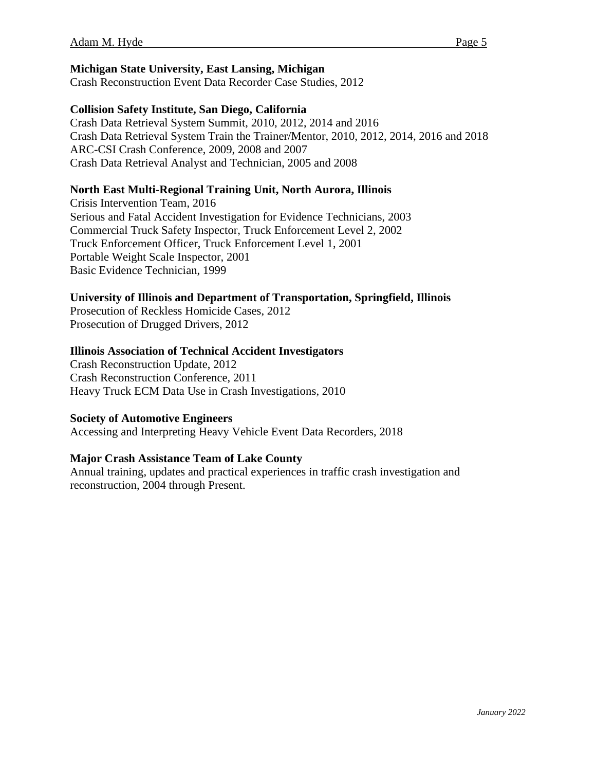**Michigan State University, East Lansing, Michigan**
Crash Reconstruction Event Data Recorder Case Studies, 2012

**Collision Safety Institute, San Diego, California**
Crash Data Retrieval System Summit, 2010, 2012, 2014 and 2016
Crash Data Retrieval System Train the Trainer/Mentor, 2010, 2012, 2014, 2016 and 2018
ARC-CSI Crash Conference, 2009, 2008 and 2007
Crash Data Retrieval Analyst and Technician, 2005 and 2008

**North East Multi-Regional Training Unit, North Aurora, Illinois**
Crisis Intervention Team, 2016
Serious and Fatal Accident Investigation for Evidence Technicians, 2003
Commercial Truck Safety Inspector, Truck Enforcement Level 2, 2002
Truck Enforcement Officer, Truck Enforcement Level 1, 2001
Portable Weight Scale Inspector, 2001
Basic Evidence Technician, 1999

**University of Illinois and Department of Transportation, Springfield, Illinois**
Prosecution of Reckless Homicide Cases, 2012
Prosecution of Drugged Drivers, 2012

**Illinois Association of Technical Accident Investigators**
Crash Reconstruction Update, 2012
Crash Reconstruction Conference, 2011
Heavy Truck ECM Data Use in Crash Investigations, 2010

**Society of Automotive Engineers**
Accessing and Interpreting Heavy Vehicle Event Data Recorders, 2018

**Major Crash Assistance Team of Lake County**
Annual training, updates and practical experiences in traffic crash investigation and reconstruction, 2004 through Present.

*January 2022*